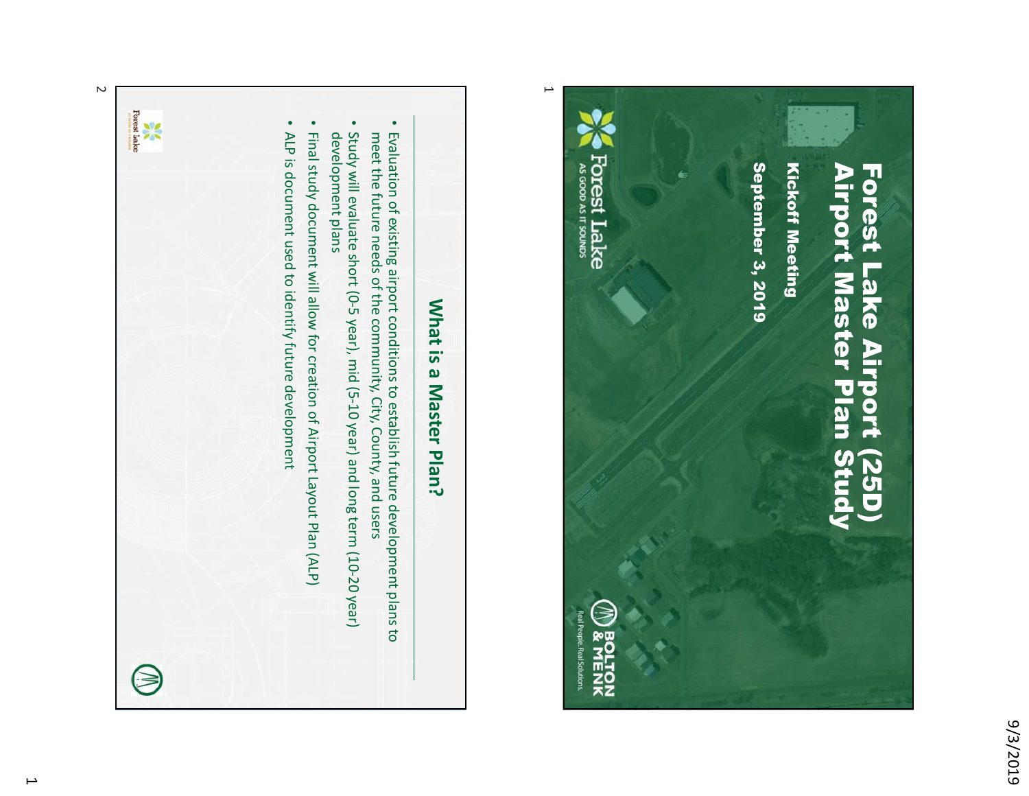# Forest Lake Airport (25D) Airport Master Plan Study

**Kickoff Meeting**

**September 3, 2019**

Forest Lake
AS GOOD AS IT SOUNDS

BOLTON & MENK
Real People. Real Solutions.

## What is a Master Plan?

- Evaluation of existing airport conditions to establish future development plans to meet the future needs of the community, City, County, and users
- Study will evaluate short (0-5 year), mid (5-10 year) and long term (10-20 year) development plans
- Final study document will allow for creation of Airport Layout Plan (ALP)
- ALP is document used to identify future development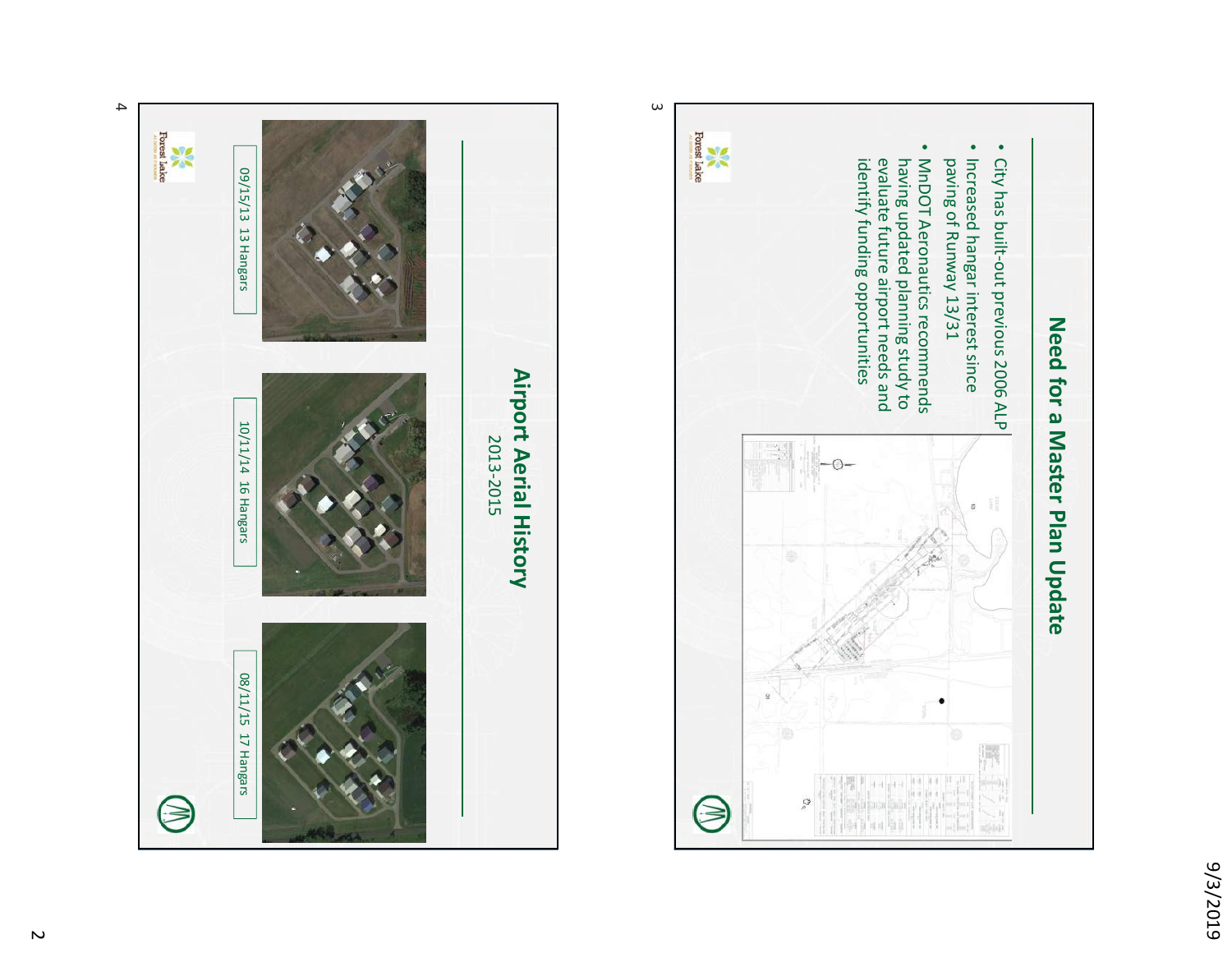## Need for a Master Plan Update

- City has built-out previous 2006 ALP
- Increased hangar interest since paving of Runway 13/31
- MnDOT Aeronautics recommends having updated planning study to evaluate future airport needs and identify funding opportunities

## Airport Aerial History

2013-2015

09/15/13 13 Hangars

10/11/14 16 Hangars

08/11/15 17 Hangars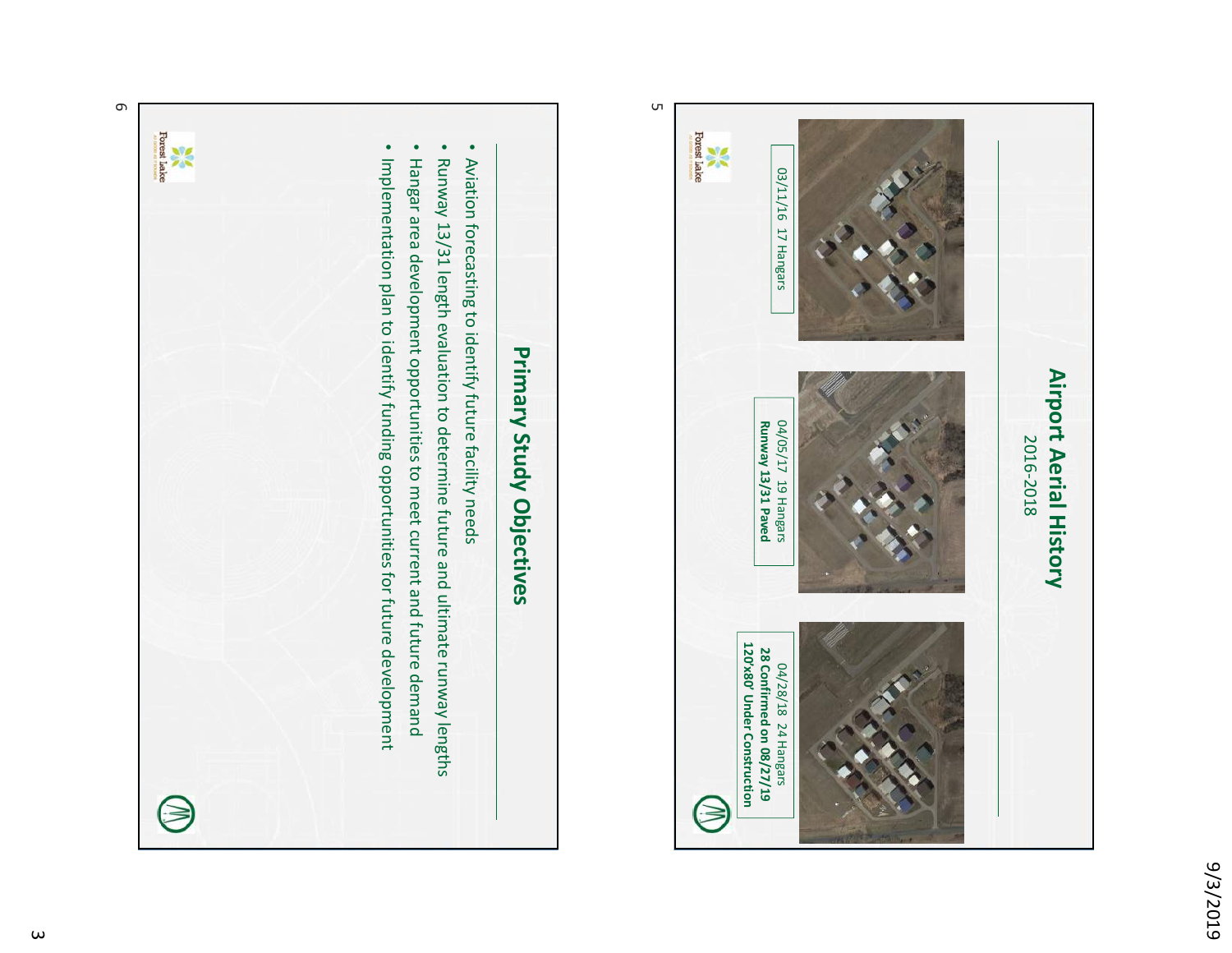## Airport Aerial History

2016-2018

03/11/16 17 Hangars

04/05/17 19 Hangars
**Runway 13/31 Paved**

04/28/18 24 Hangars
**28 Confirmed on 08/27/19**
**120'x80' Under Construction**

## Primary Study Objectives

- Aviation forecasting to identify future facility needs
- Runway 13/31 length evaluation to determine future and ultimate runway lengths
- Hangar area development opportunities to meet current and future demand
- Implementation plan to identify funding opportunities for future development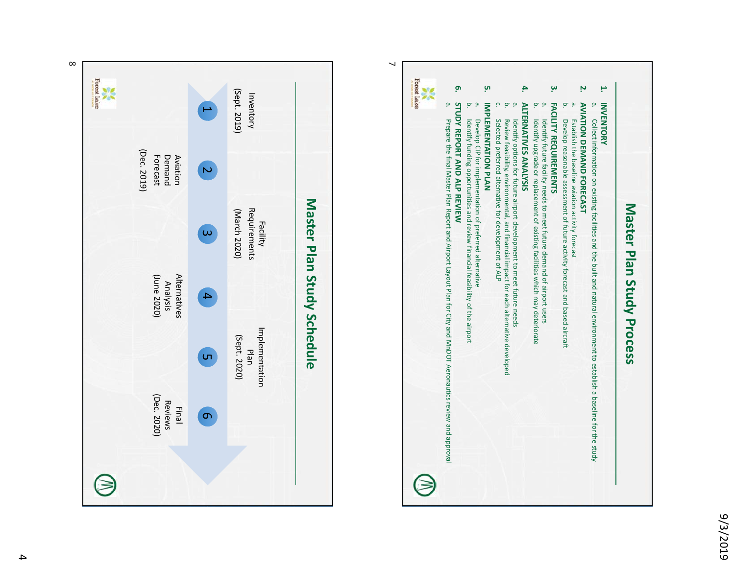# Master Plan Study Process

1. **INVENTORY**
   a. Collect information on existing facilities and the built and natural environment to establish a baseline for the study
2. **AVIATION DEMAND FORECAST**
   a. Establish the baseline aviation activity forecast
   b. Develop reasonable assessment of future activity forecast and based aircraft
3. **FACILITY REQUIREMENTS**
   a. Identify future facility needs to meet future demand of airport users
   b. Identify upgrade or replacement of existing facilities which may deteriorate
4. **ALTERNATIVES ANALYSIS**
   a. Identify options for future airport development to meet future needs
   b. Review feasibility, environmental, and financial impact for each alternative developed
   c. Selected preferred alternative for development of ALP
5. **IMPLEMENTATION PLAN**
   a. Develop CIP for implementation of preferred alternative
   b. Identify funding opportunities and review financial feasibility of the airport
6. **STUDY REPORT AND ALP REVIEW**
   a. Prepare the final Master Plan Report and Airport Layout Plan for City and MnDOT Aeronautics review and approval

# Master Plan Study Schedule

1. Inventory (Sept. 2019)
2. Aviation Demand Forecast (Dec. 2019)
3. Facility Requirements (March 2020)
4. Alternatives Analysis (June 2020)
5. Implementation Plan (Sept. 2020)
6. Final Reviews (Dec. 2020)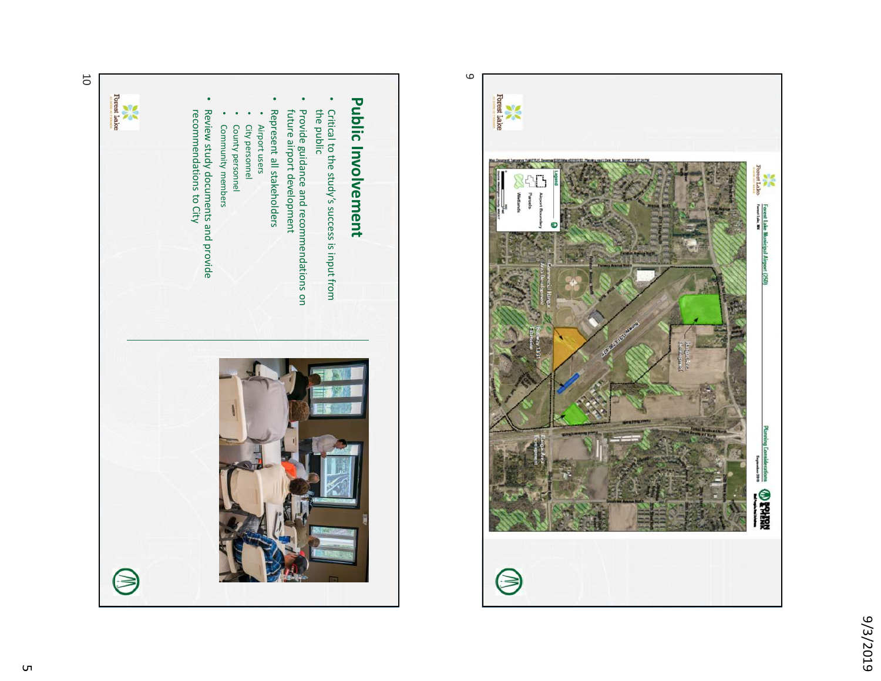Forest Lake Municipal Airport (25D)

Forest Lake, MN

Planning Considerations

September 2019

Legend

Airport Boundary

Parcels

Wetlands

Hangar Area Development

Commercial Hangar Area Development

Runway 13/31 Extension

Hangar Area Development

## Public Involvement

- Critical to the study's success is input from the public
- Provide guidance and recommendations on future airport development
- Represent all stakeholders
  - Airport users
  - City personnel
  - County personnel
  - Community members
- Review study documents and provide recommendations to City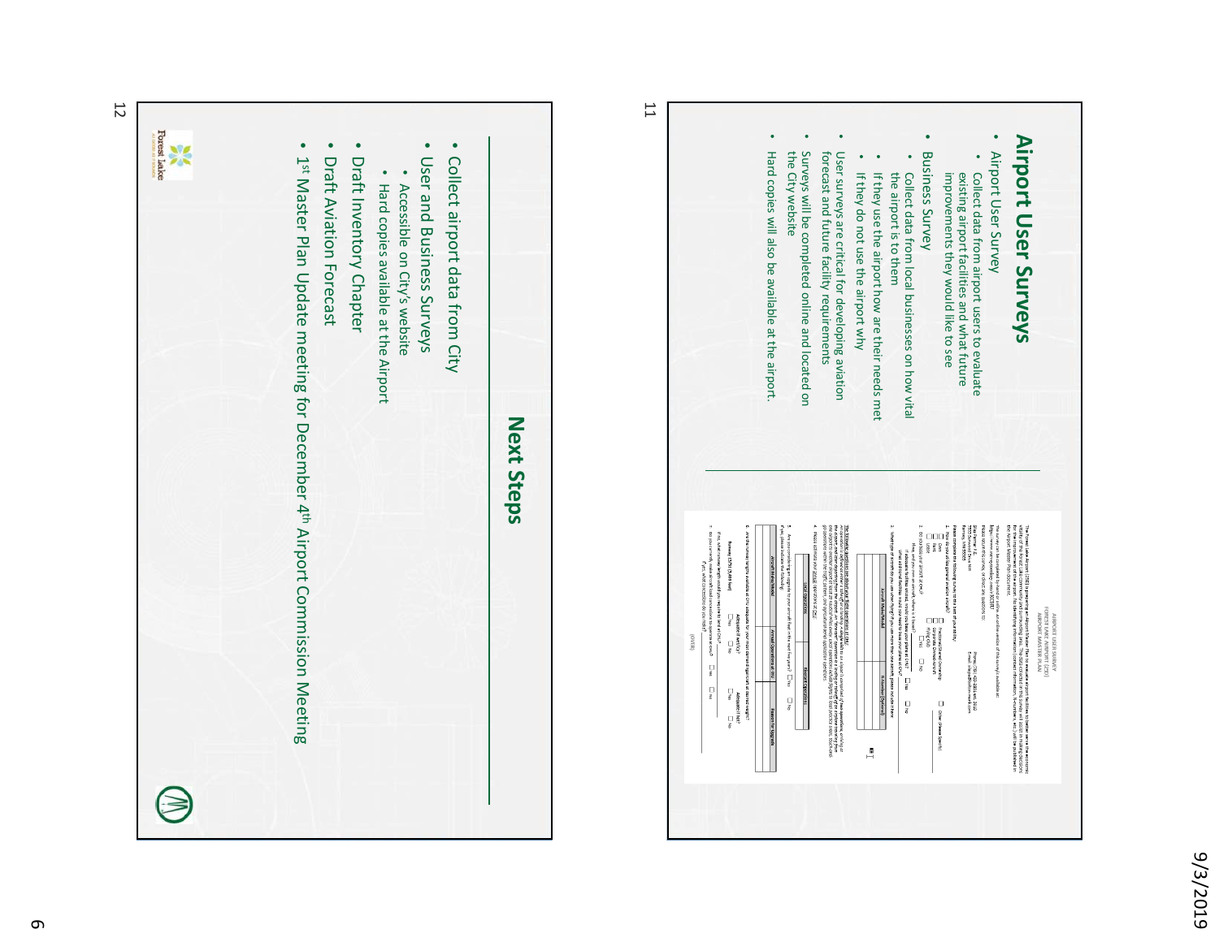# Airport User Surveys

- Airport User Survey
  - Collect data from airport users to evaluate existing airport facilities and what future improvements they would like to see
- Business Survey
  - Collect data from local businesses on how vital the airport is to them
  - If they use the airport how are their needs met
  - If they do not use the airport why
- User surveys are critical for developing aviation forecast and future facility requirements
- Surveys will be completed online and located on the City website
- Hard copies will also be available at the airport.

# Next Steps

- Collect airport data from City
- User and Business Surveys
  - Accessible on City's website
  - Hard copies available at the Airport
- Draft Inventory Chapter
- Draft Aviation Forecast
- 1st Master Plan Update meeting for December 4th Airport Commission Meeting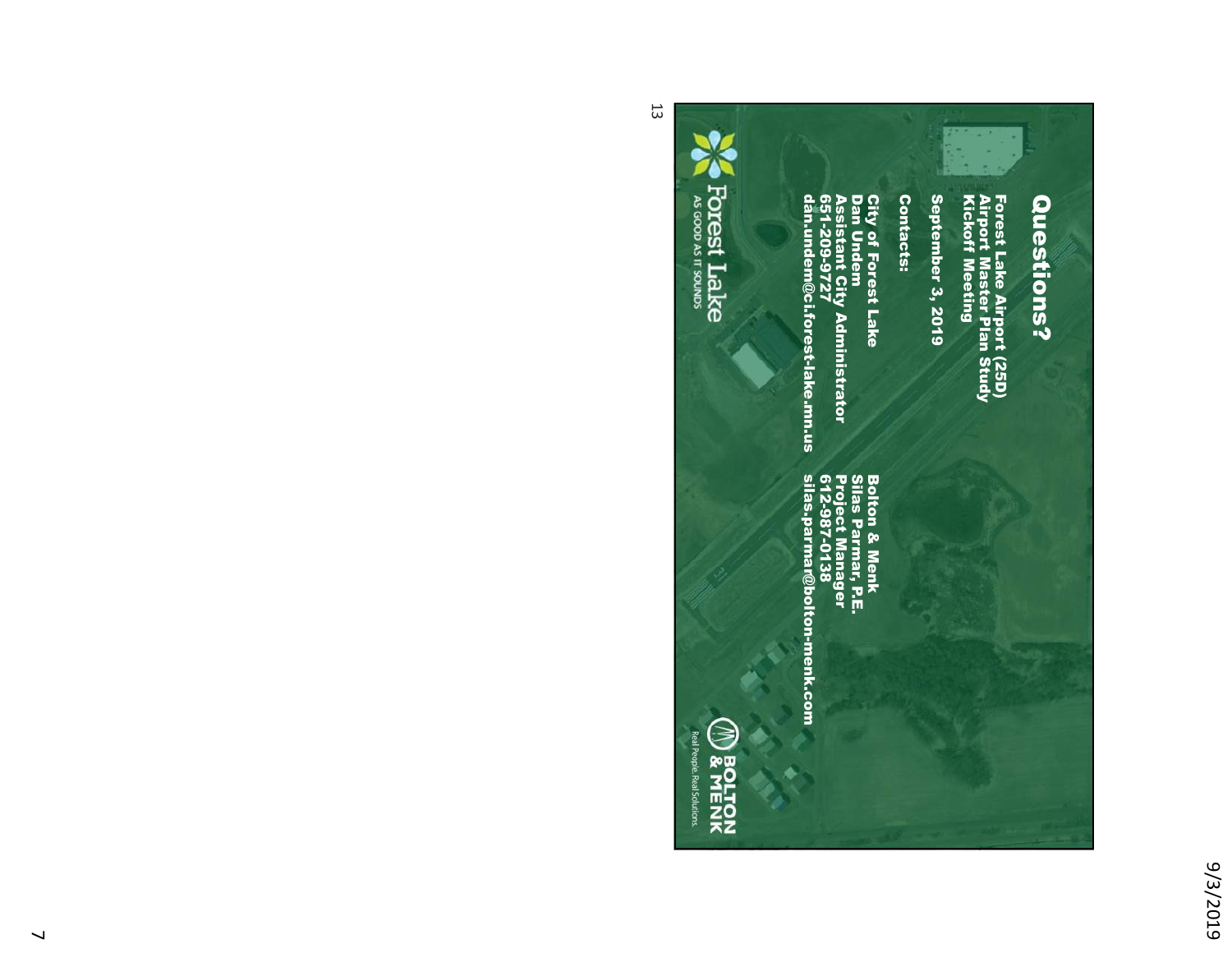# Questions?

**Forest Lake Airport (25D)**
**Airport Master Plan Study**
**Kickoff Meeting**

**September 3, 2019**

**Contacts:**

**City of Forest Lake**
**Dan Undem**
**Assistant City Administrator**
**651-209-9727**
**dan.undem@ci.forest-lake.mn.us**

**Bolton & Menk**
**Silas Parmar, P.E.**
**Project Manager**
**612-987-0138**
**silas.parmar@bolton-menk.com**

Forest Lake
AS GOOD AS IT SOUNDS

BOLTON & MENK
Real People. Real Solutions.